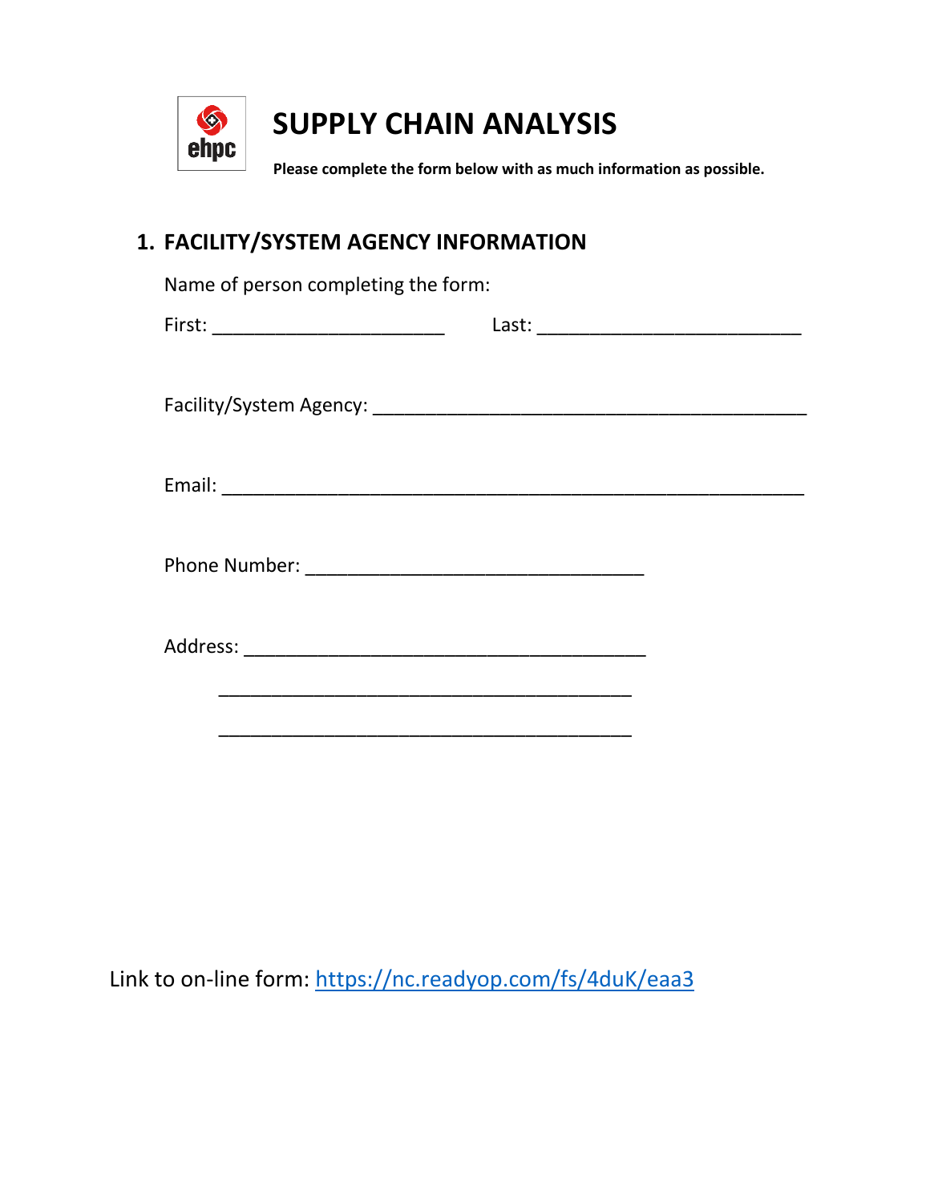ehpc

# SUPPLY CHAIN ANALYSIS

**Please complete the form below with as much information as possible.**

## 1. FACILITY/SYSTEM AGENCY INFORMATION

Name of person completing the form:

First: ______________________ Last: _________________________

Facility/System Agency: _________________________________________

Email: _______________________________________________________

Phone Number: ________________________________

Address: ______________________________________

_______________________________________

_______________________________________

Link to on-line form: https://nc.readyop.com/fs/4duK/eaa3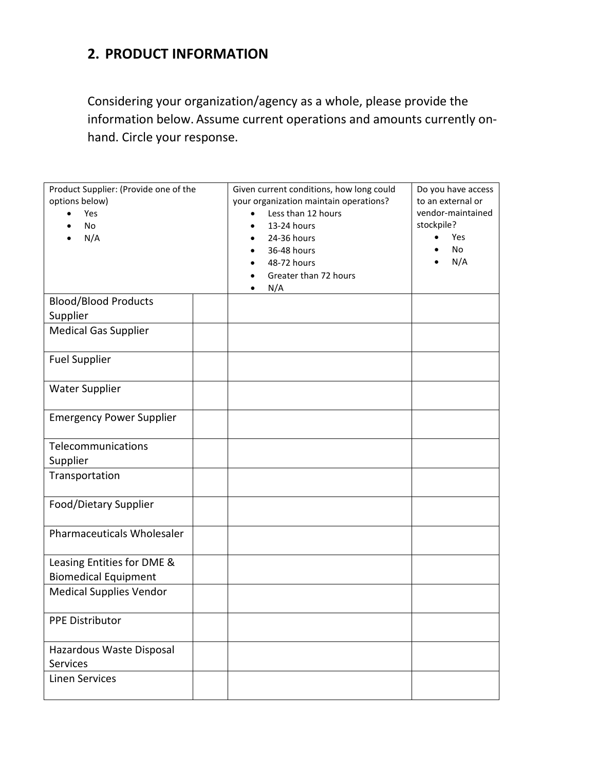## 2. PRODUCT INFORMATION

Considering your organization/agency as a whole, please provide the information below. Assume current operations and amounts currently on-hand. Circle your response.

| Product Supplier: (Provide one of the options below)<br>• Yes<br>• No<br>• N/A | | Given current conditions, how long could your organization maintain operations?<br>• Less than 12 hours<br>• 13-24 hours<br>• 24-36 hours<br>• 36-48 hours<br>• 48-72 hours<br>• Greater than 72 hours<br>• N/A | Do you have access to an external or vendor-maintained stockpile?<br>• Yes<br>• No<br>• N/A |
|---|---|---|---|
| Blood/Blood Products Supplier | | | |
| Medical Gas Supplier | | | |
| Fuel Supplier | | | |
| Water Supplier | | | |
| Emergency Power Supplier | | | |
| Telecommunications Supplier | | | |
| Transportation | | | |
| Food/Dietary Supplier | | | |
| Pharmaceuticals Wholesaler | | | |
| Leasing Entities for DME & Biomedical Equipment | | | |
| Medical Supplies Vendor | | | |
| PPE Distributor | | | |
| Hazardous Waste Disposal Services | | | |
| Linen Services | | | |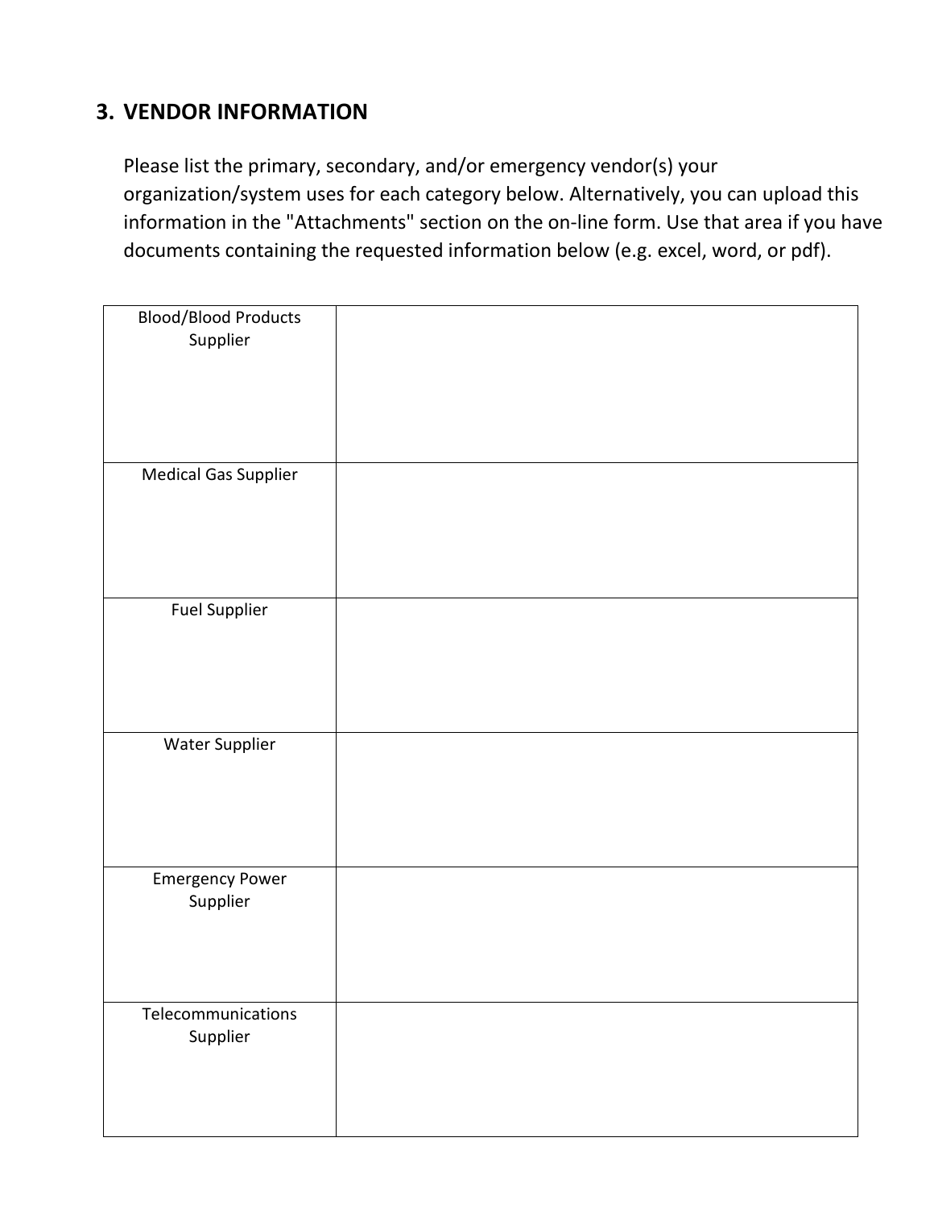## 3. VENDOR INFORMATION

Please list the primary, secondary, and/or emergency vendor(s) your organization/system uses for each category below. Alternatively, you can upload this information in the "Attachments" section on the on-line form. Use that area if you have documents containing the requested information below (e.g. excel, word, or pdf).

| | |
|---|---|
| Blood/Blood Products Supplier | |
| Medical Gas Supplier | |
| Fuel Supplier | |
| Water Supplier | |
| Emergency Power Supplier | |
| Telecommunications Supplier | |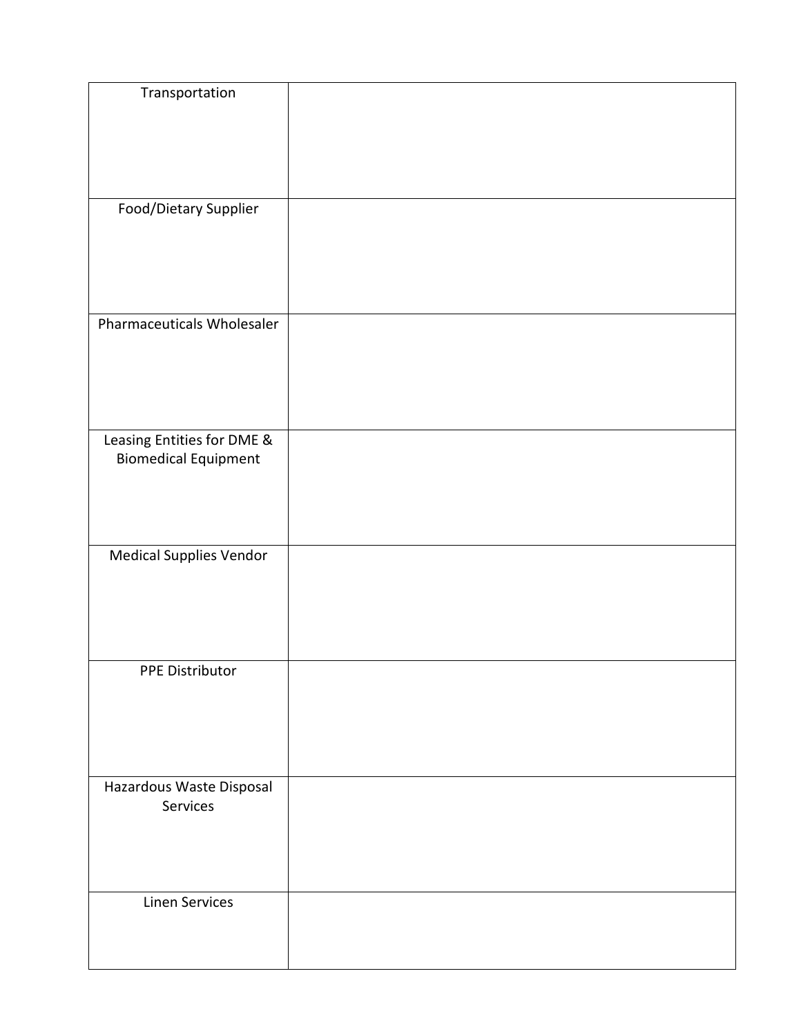| | |
|---|---|
| Transportation | |
| Food/Dietary Supplier | |
| Pharmaceuticals Wholesaler | |
| Leasing Entities for DME & Biomedical Equipment | |
| Medical Supplies Vendor | |
| PPE Distributor | |
| Hazardous Waste Disposal Services | |
| Linen Services | |